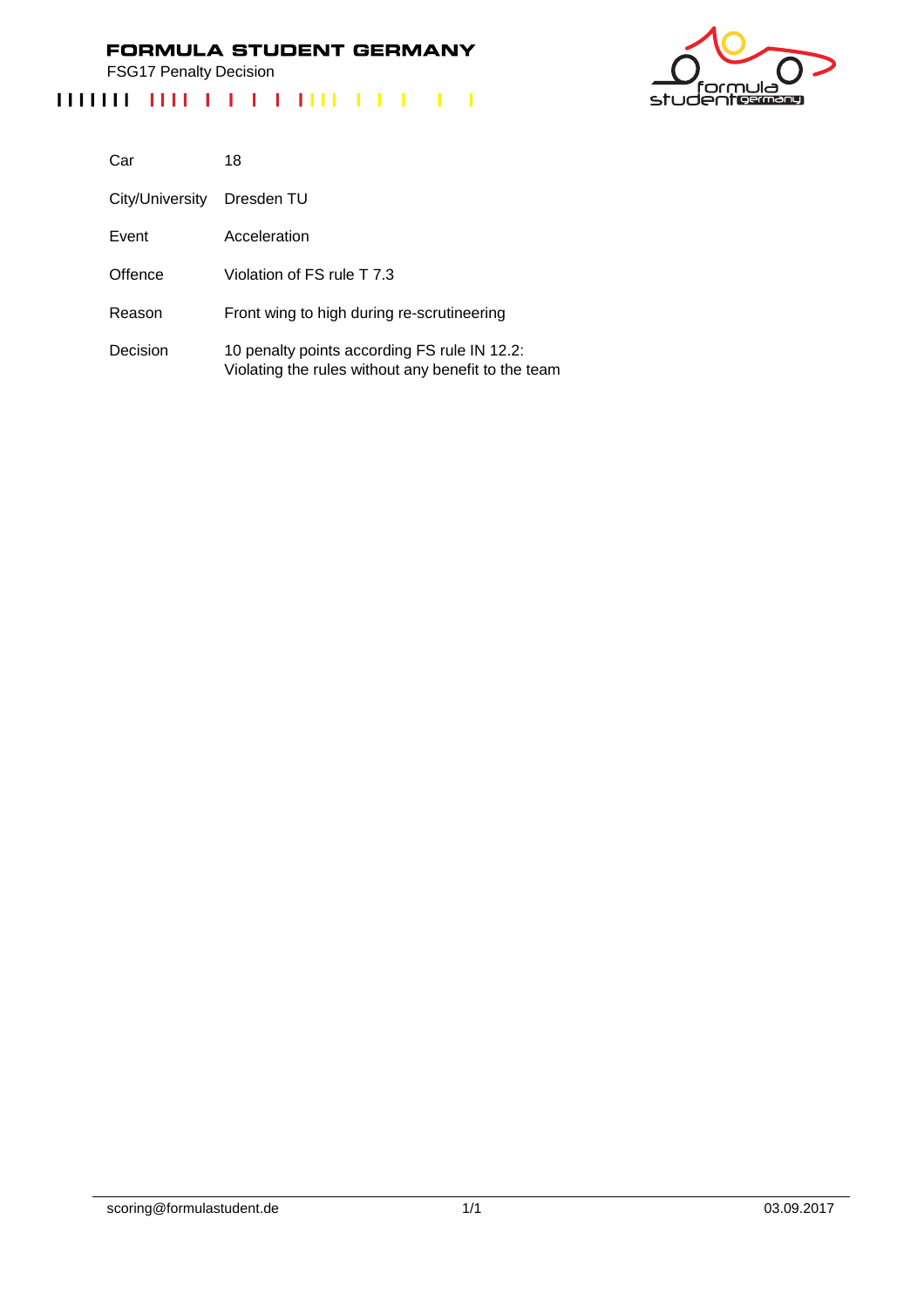# FORMULA STUDENT GERMANY

FSG17 Penalty Decision

| | |
|---|---|
| Car | 18 |
| City/University | Dresden TU |
| Event | Acceleration |
| Offence | Violation of FS rule T 7.3 |
| Reason | Front wing to high during re-scrutineering |
| Decision | 10 penalty points according FS rule IN 12.2: Violating the rules without any benefit to the team |

scoring@formulastudent.de

03.09.2017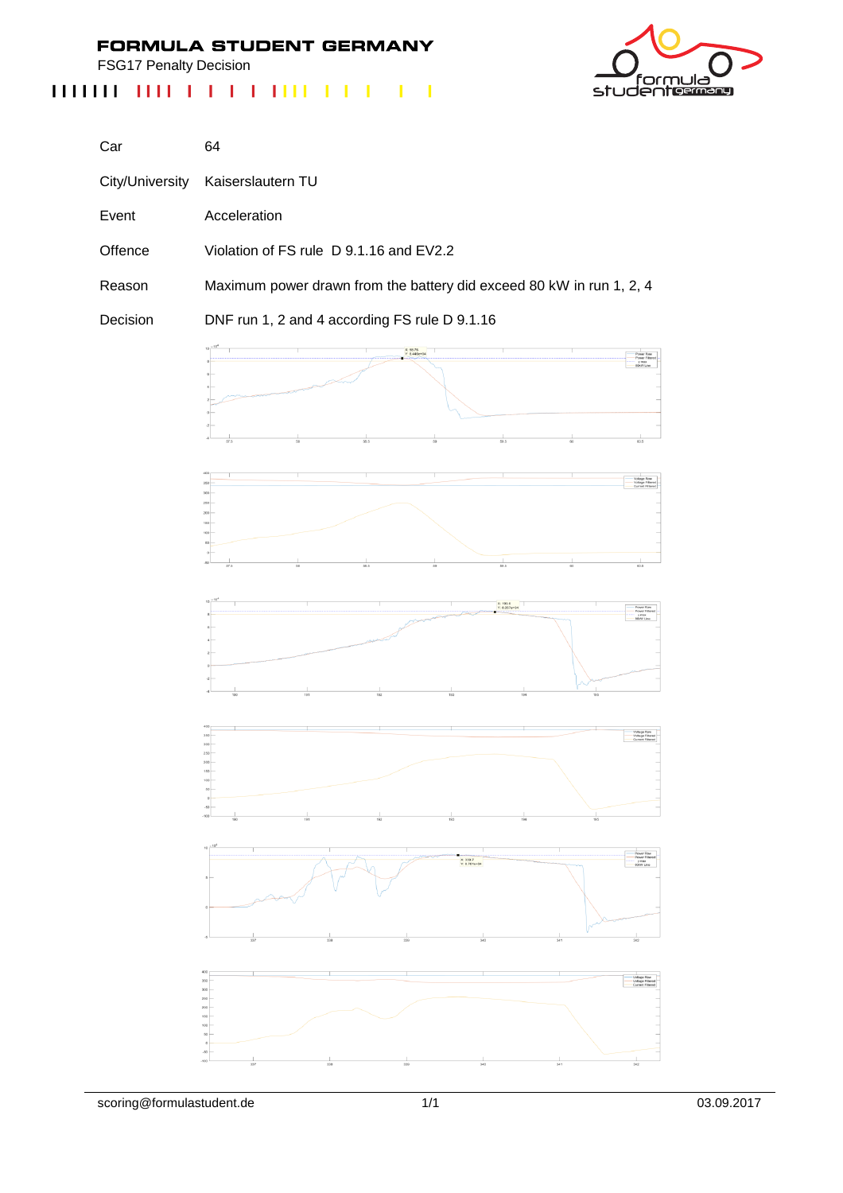# FORMULA STUDENT GERMANY

FSG17 Penalty Decision

| | |
|---|---|
| Car | 64 |
| City/University | Kaiserslautern TU |
| Event | Acceleration |
| Offence | Violation of FS rule D 9.1.16 and EV2.2 |
| Reason | Maximum power drawn from the battery did exceed 80 kW in run 1, 2, 4 |
| Decision | DNF run 1, 2 and 4 according FS rule D 9.1.16 |

scoring@formulastudent.de

03.09.2017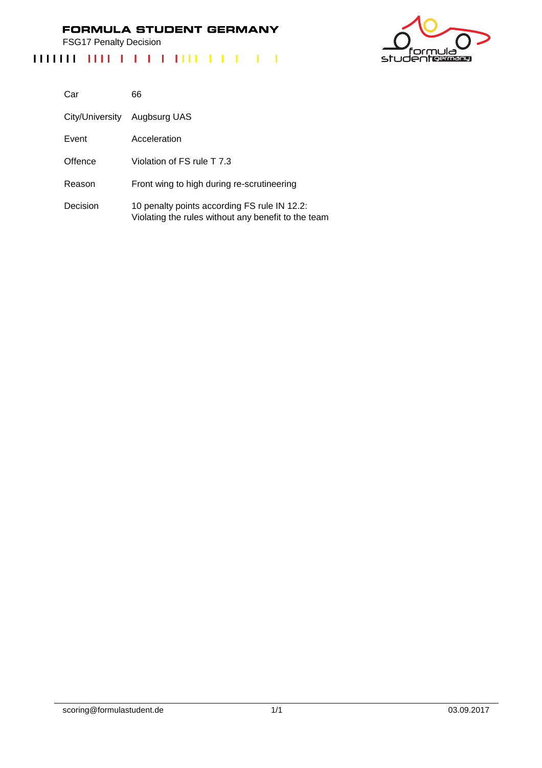**FORMULA STUDENT GERMANY**

FSG17 Penalty Decision

| | |
|---|---|
| Car | 66 |
| City/University | Augbsurg UAS |
| Event | Acceleration |
| Offence | Violation of FS rule T 7.3 |
| Reason | Front wing to high during re-scrutineering |
| Decision | 10 penalty points according FS rule IN 12.2: Violating the rules without any benefit to the team |

scoring@formulastudent.de

03.09.2017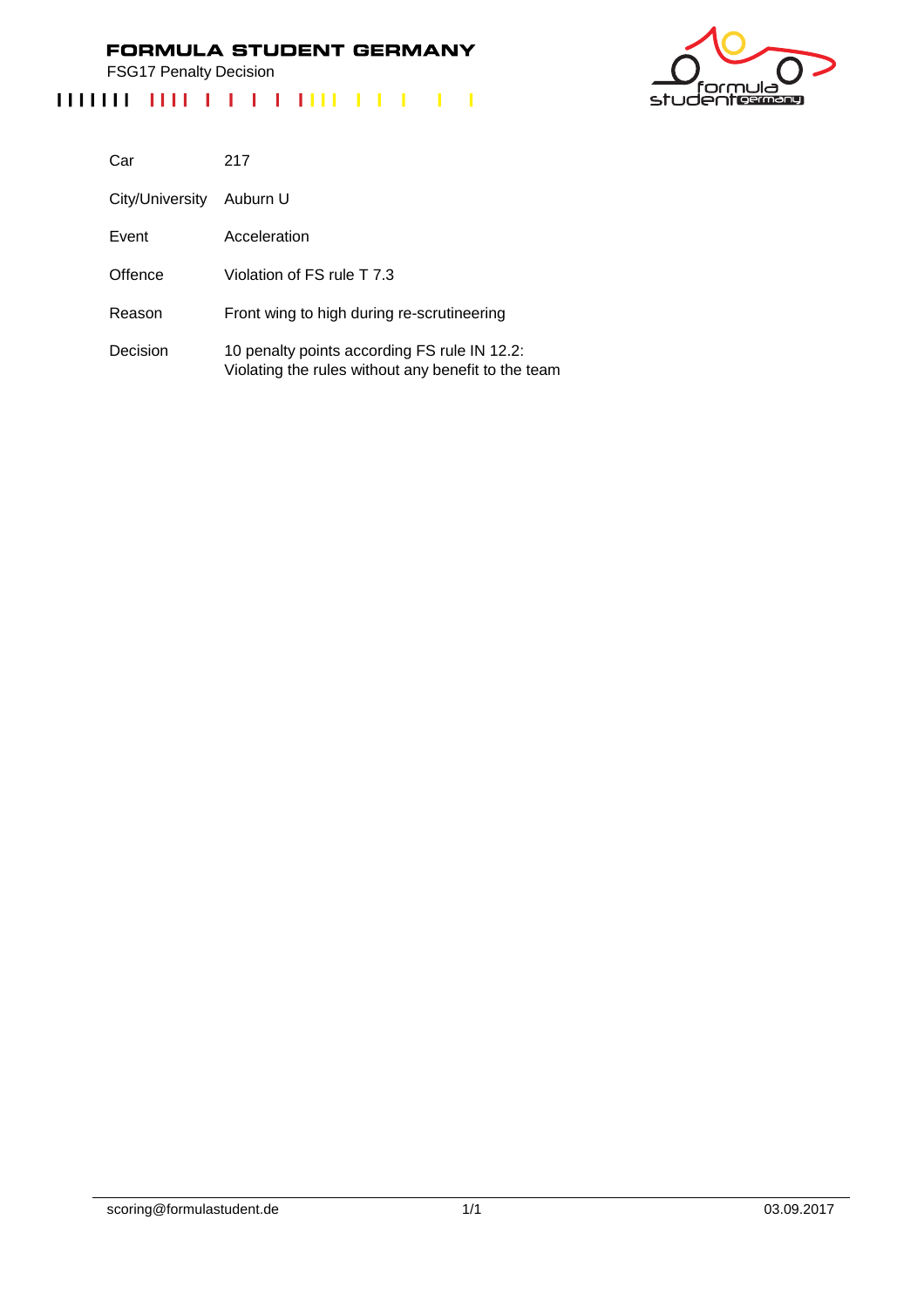# FORMULA STUDENT GERMANY

FSG17 Penalty Decision

| | |
|---|---|
| Car | 217 |
| City/University | Auburn U |
| Event | Acceleration |
| Offence | Violation of FS rule T 7.3 |
| Reason | Front wing to high during re-scrutineering |
| Decision | 10 penalty points according FS rule IN 12.2: Violating the rules without any benefit to the team |

scoring@formulastudent.de

03.09.2017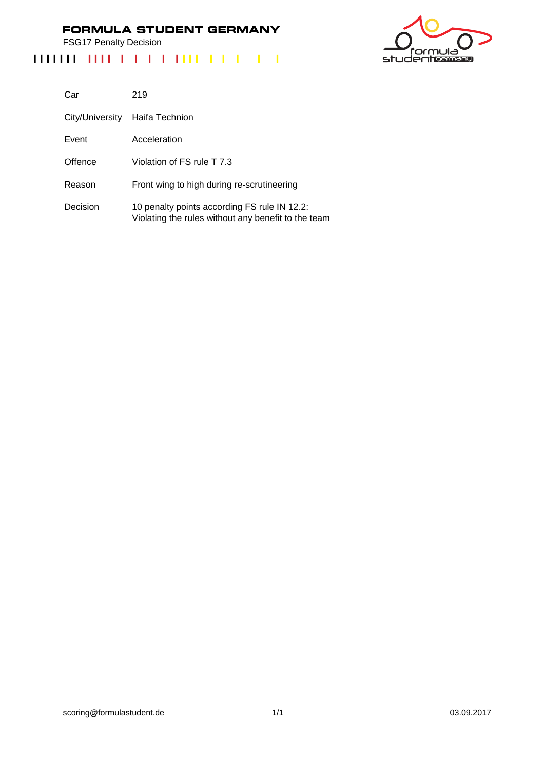**FORMULA STUDENT GERMANY**

FSG17 Penalty Decision

| | |
|---|---|
| Car | 219 |
| City/University | Haifa Technion |
| Event | Acceleration |
| Offence | Violation of FS rule T 7.3 |
| Reason | Front wing to high during re-scrutineering |
| Decision | 10 penalty points according FS rule IN 12.2: Violating the rules without any benefit to the team |

scoring@formulastudent.de

03.09.2017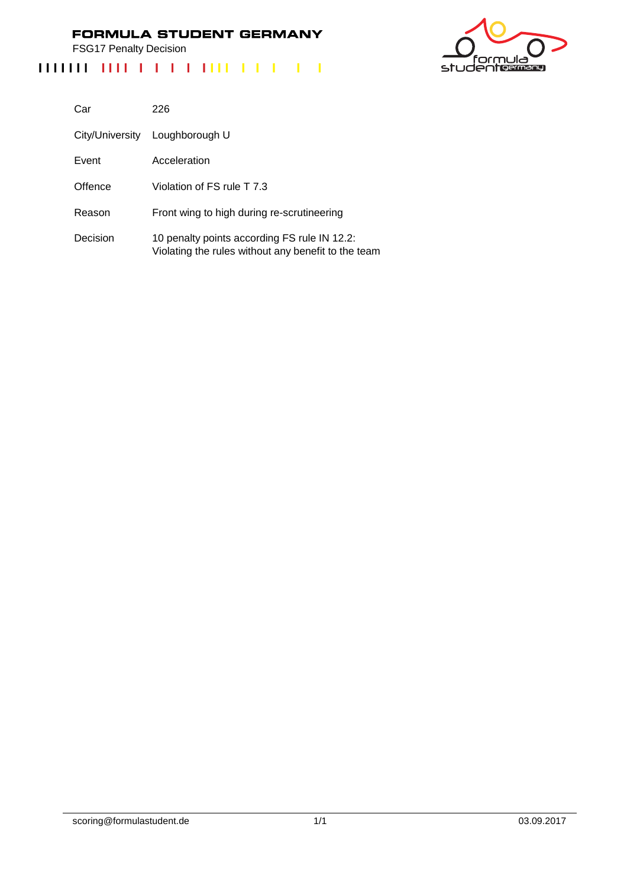# FORMULA STUDENT GERMANY

FSG17 Penalty Decision

| | |
|---|---|
| Car | 226 |
| City/University | Loughborough U |
| Event | Acceleration |
| Offence | Violation of FS rule T 7.3 |
| Reason | Front wing to high during re-scrutineering |
| Decision | 10 penalty points according FS rule IN 12.2: Violating the rules without any benefit to the team |

scoring@formulastudent.de 03.09.2017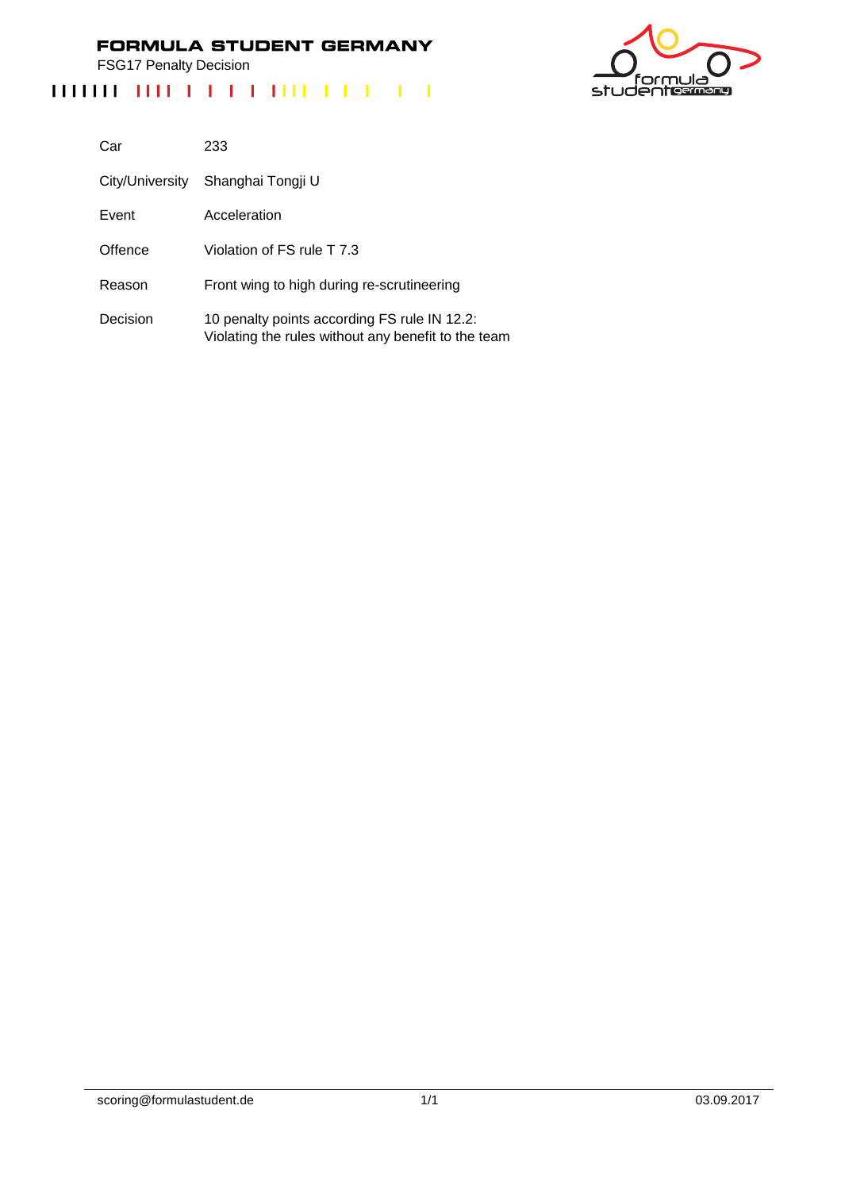**FORMULA STUDENT GERMANY**

FSG17 Penalty Decision

| | |
|---|---|
| Car | 233 |
| City/University | Shanghai Tongji U |
| Event | Acceleration |
| Offence | Violation of FS rule T 7.3 |
| Reason | Front wing to high during re-scrutineering |
| Decision | 10 penalty points according FS rule IN 12.2: Violating the rules without any benefit to the team |

scoring@formulastudent.de

03.09.2017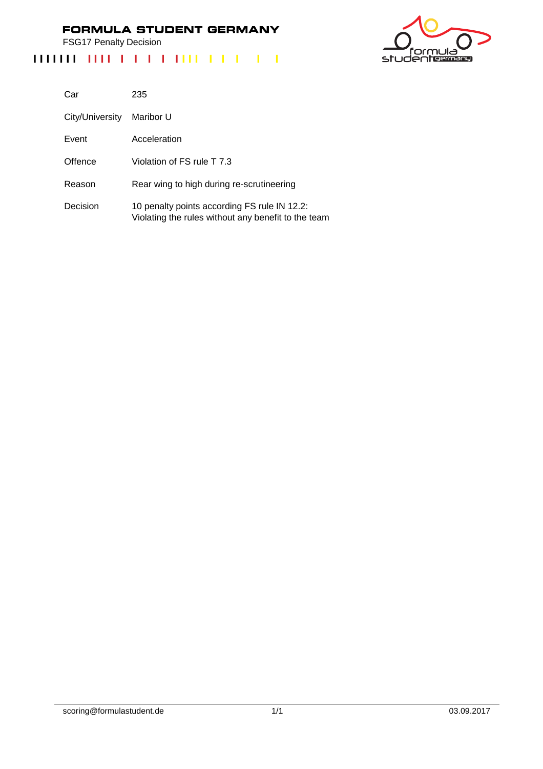# FORMULA STUDENT GERMANY

FSG17 Penalty Decision

| | |
|---|---|
| Car | 235 |
| City/University | Maribor U |
| Event | Acceleration |
| Offence | Violation of FS rule T 7.3 |
| Reason | Rear wing to high during re-scrutineering |
| Decision | 10 penalty points according FS rule IN 12.2:<br>Violating the rules without any benefit to the team |

scoring@formulastudent.de

03.09.2017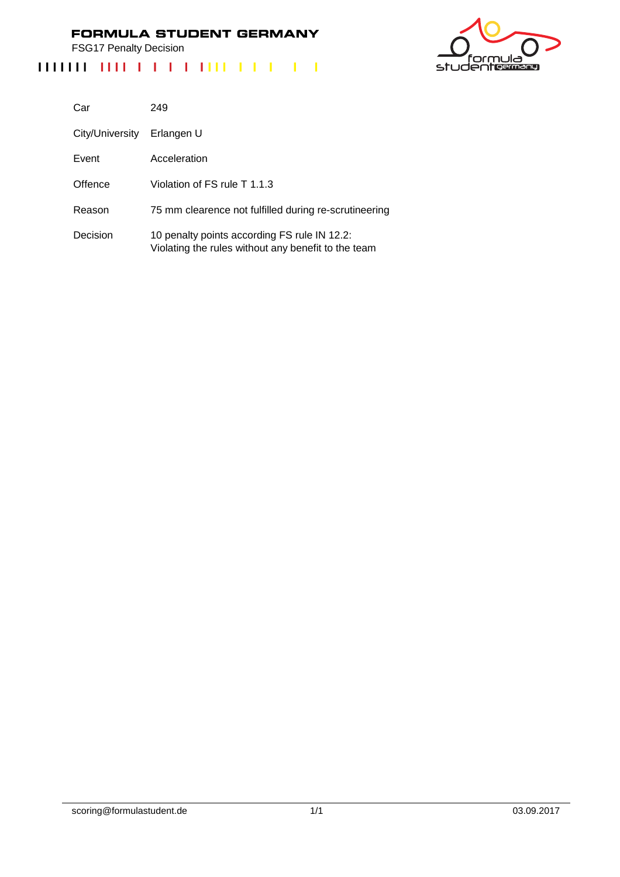# FORMULA STUDENT GERMANY

FSG17 Penalty Decision

| | |
|---|---|
| Car | 249 |
| City/University | Erlangen U |
| Event | Acceleration |
| Offence | Violation of FS rule T 1.1.3 |
| Reason | 75 mm clearence not fulfilled during re-scrutineering |
| Decision | 10 penalty points according FS rule IN 12.2: Violating the rules without any benefit to the team |

scoring@formulastudent.de

03.09.2017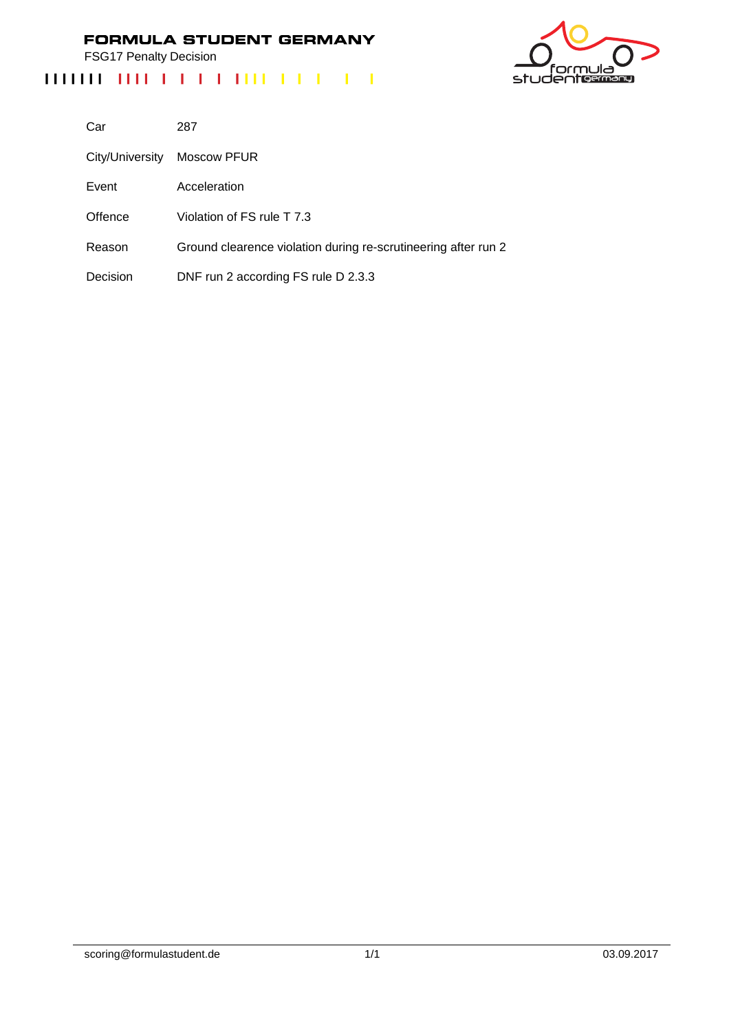# FORMULA STUDENT GERMANY

FSG17 Penalty Decision

| | |
|---|---|
| Car | 287 |
| City/University | Moscow PFUR |
| Event | Acceleration |
| Offence | Violation of FS rule T 7.3 |
| Reason | Ground clearence violation during re-scrutineering after run 2 |
| Decision | DNF run 2 according FS rule D 2.3.3 |

scoring@formulastudent.de

03.09.2017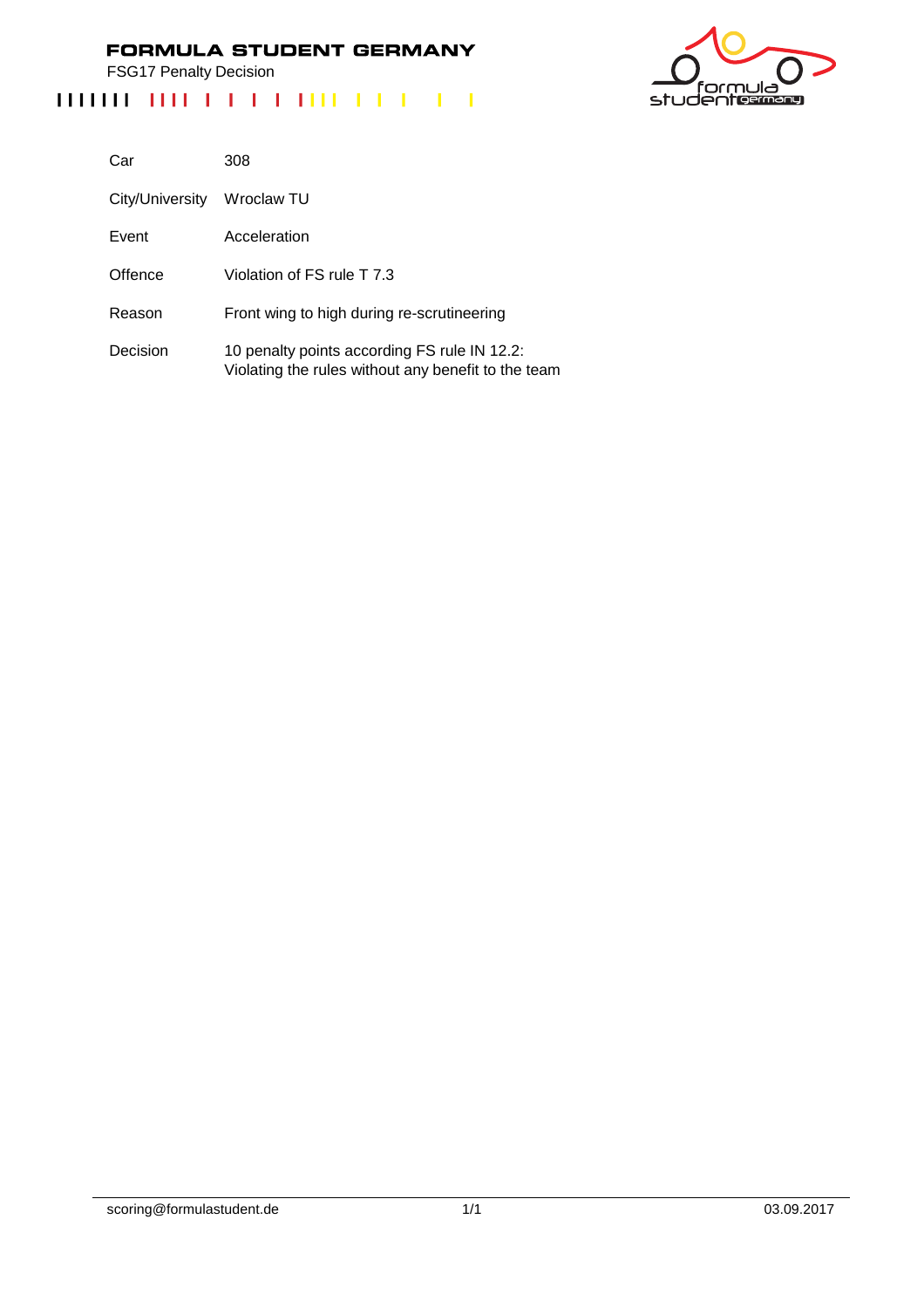# FORMULA STUDENT GERMANY

FSG17 Penalty Decision

| | |
|---|---|
| Car | 308 |
| City/University | Wroclaw TU |
| Event | Acceleration |
| Offence | Violation of FS rule T 7.3 |
| Reason | Front wing to high during re-scrutineering |
| Decision | 10 penalty points according FS rule IN 12.2: Violating the rules without any benefit to the team |

scoring@formulastudent.de 03.09.2017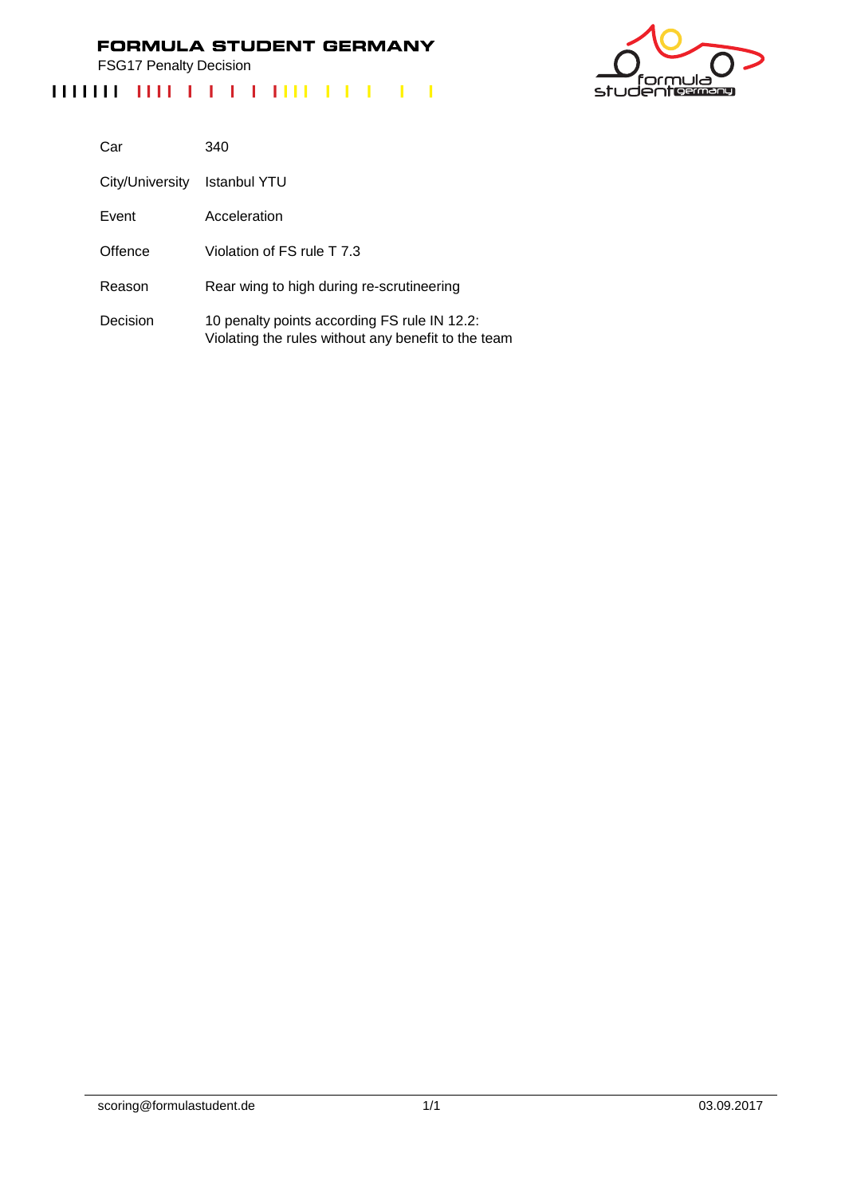**FORMULA STUDENT GERMANY**

FSG17 Penalty Decision

| | |
|---|---|
| Car | 340 |
| City/University | Istanbul YTU |
| Event | Acceleration |
| Offence | Violation of FS rule T 7.3 |
| Reason | Rear wing to high during re-scrutineering |
| Decision | 10 penalty points according FS rule IN 12.2: Violating the rules without any benefit to the team |

scoring@formulastudent.de

03.09.2017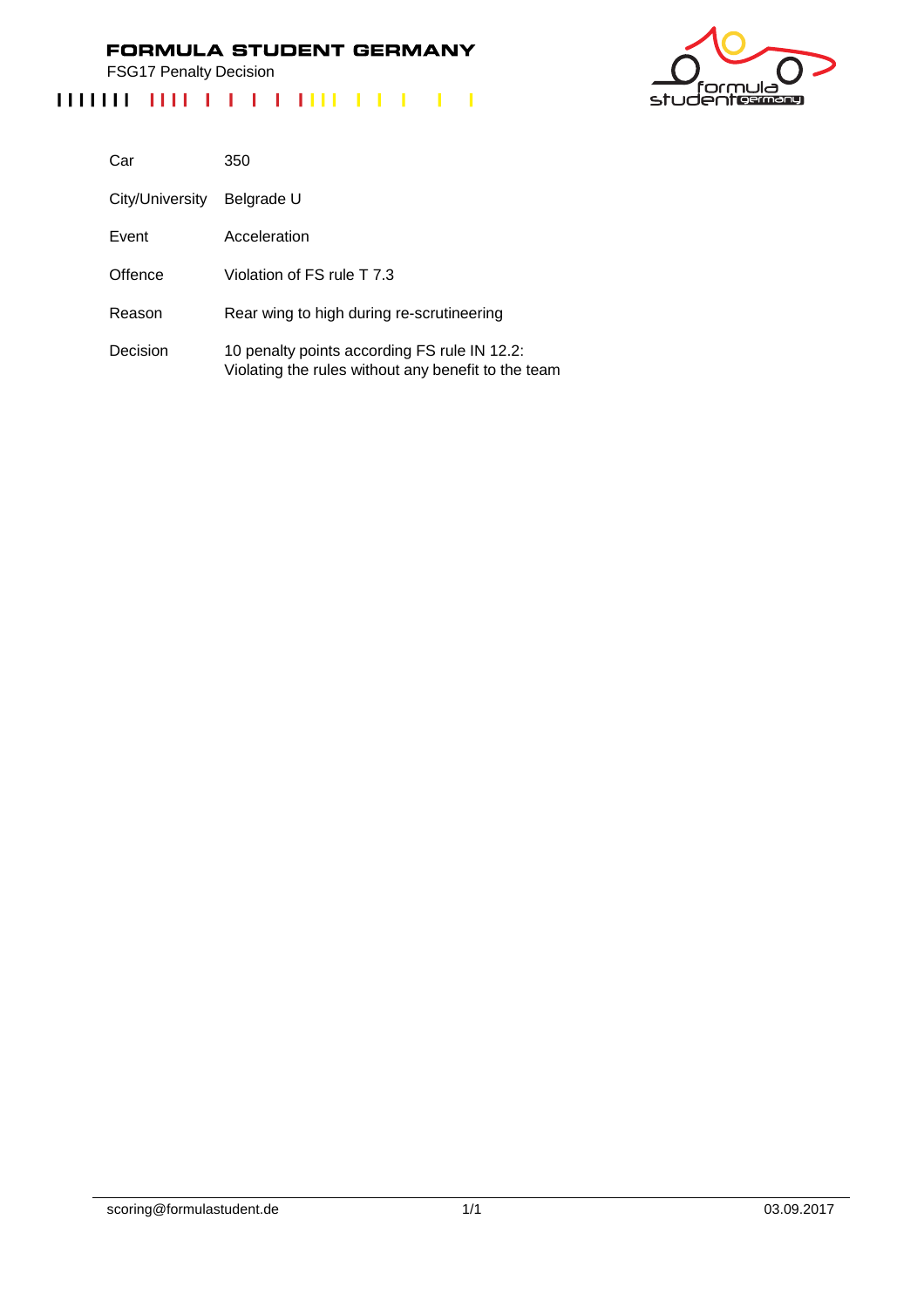# FORMULA STUDENT GERMANY

FSG17 Penalty Decision

| | |
|---|---|
| Car | 350 |
| City/University | Belgrade U |
| Event | Acceleration |
| Offence | Violation of FS rule T 7.3 |
| Reason | Rear wing to high during re-scrutineering |
| Decision | 10 penalty points according FS rule IN 12.2:<br>Violating the rules without any benefit to the team |

scoring@formulastudent.de

03.09.2017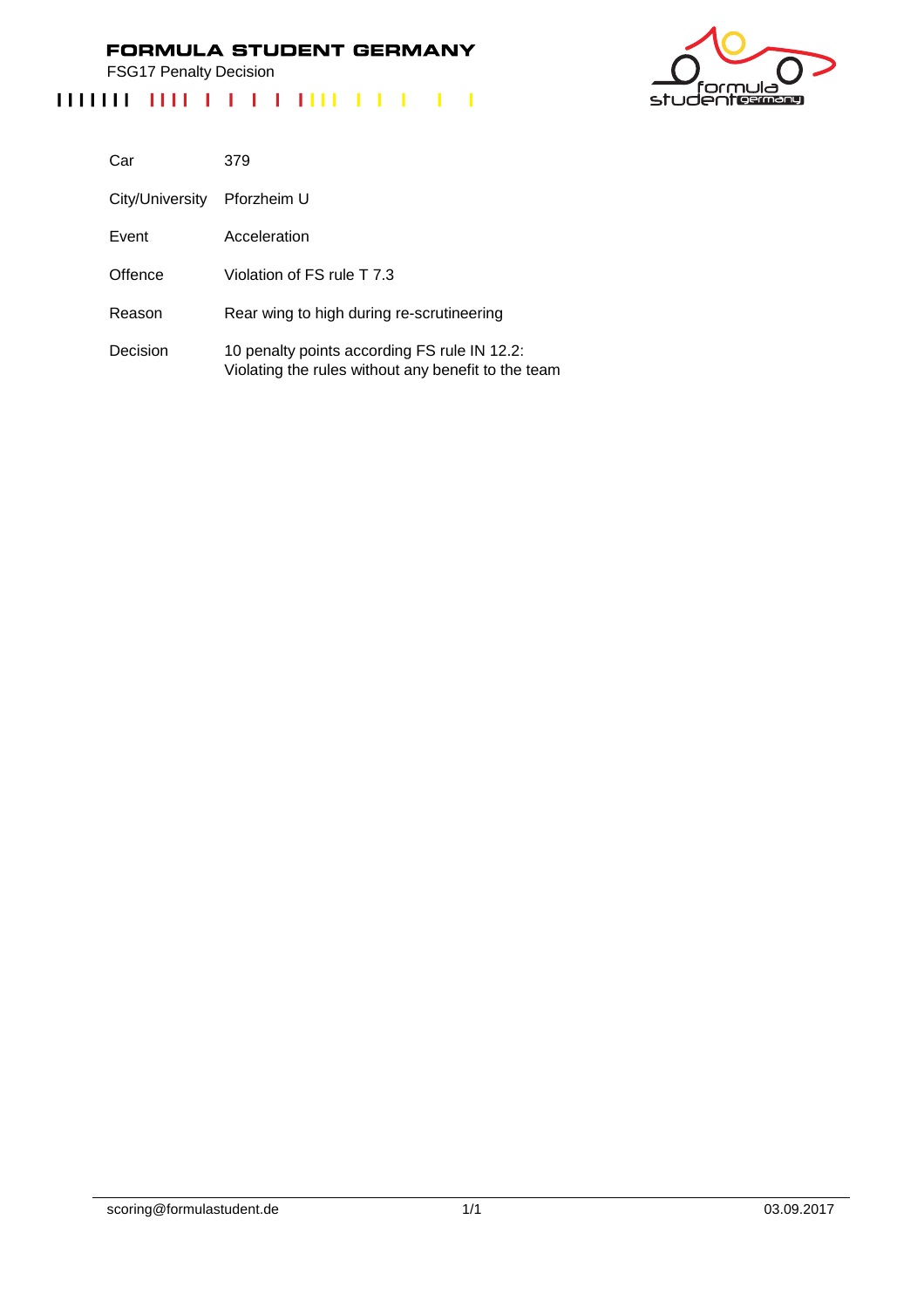# FORMULA STUDENT GERMANY

FSG17 Penalty Decision

| | |
|---|---|
| Car | 379 |
| City/University | Pforzheim U |
| Event | Acceleration |
| Offence | Violation of FS rule T 7.3 |
| Reason | Rear wing to high during re-scrutineering |
| Decision | 10 penalty points according FS rule IN 12.2: Violating the rules without any benefit to the team |

scoring@formulastudent.de

03.09.2017